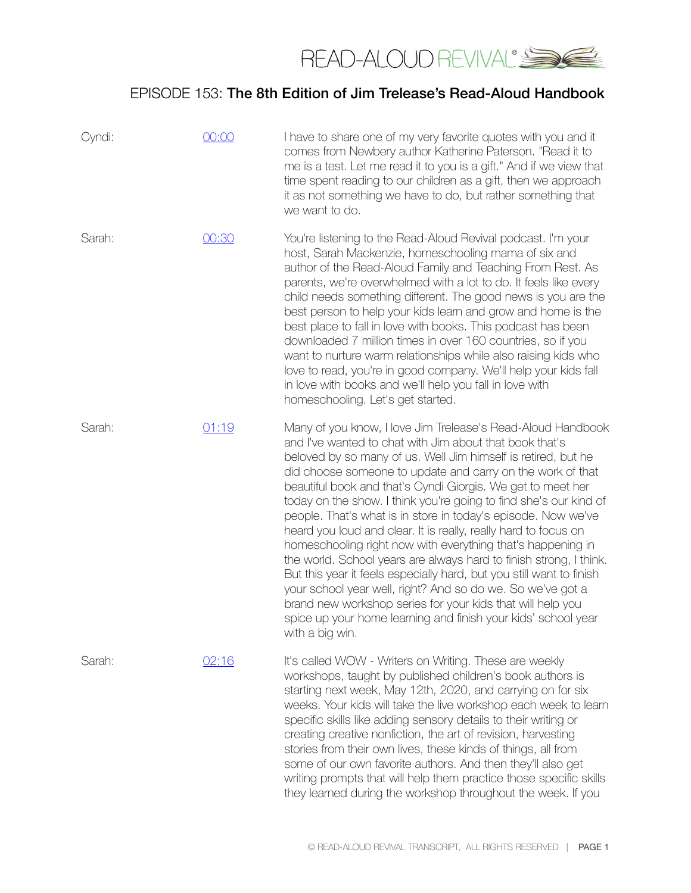# EPISODE 153: **The 8th Edition of Jim Trelease's Read-Aloud Handbook**

| | | |
|---|---|---|
| Cyndi: | [00:00]() | I have to share one of my very favorite quotes with you and it comes from Newbery author Katherine Paterson. "Read it to me is a test. Let me read it to you is a gift." And if we view that time spent reading to our children as a gift, then we approach it as not something we have to do, but rather something that we want to do. |
| Sarah: | [00:30]() | You're listening to the Read-Aloud Revival podcast. I'm your host, Sarah Mackenzie, homeschooling mama of six and author of the Read-Aloud Family and Teaching From Rest. As parents, we're overwhelmed with a lot to do. It feels like every child needs something different. The good news is you are the best person to help your kids learn and grow and home is the best place to fall in love with books. This podcast has been downloaded 7 million times in over 160 countries, so if you want to nurture warm relationships while also raising kids who love to read, you're in good company. We'll help your kids fall in love with books and we'll help you fall in love with homeschooling. Let's get started. |
| Sarah: | [01:19]() | Many of you know, I love Jim Trelease's Read-Aloud Handbook and I've wanted to chat with Jim about that book that's beloved by so many of us. Well Jim himself is retired, but he did choose someone to update and carry on the work of that beautiful book and that's Cyndi Giorgis. We get to meet her today on the show. I think you're going to find she's our kind of people. That's what is in store in today's episode. Now we've heard you loud and clear. It is really, really hard to focus on homeschooling right now with everything that's happening in the world. School years are always hard to finish strong, I think. But this year it feels especially hard, but you still want to finish your school year well, right? And so do we. So we've got a brand new workshop series for your kids that will help you spice up your home learning and finish your kids' school year with a big win. |
| Sarah: | [02:16]() | It's called WOW - Writers on Writing. These are weekly workshops, taught by published children's book authors is starting next week, May 12th, 2020, and carrying on for six weeks. Your kids will take the live workshop each week to learn specific skills like adding sensory details to their writing or creating creative nonfiction, the art of revision, harvesting stories from their own lives, these kinds of things, all from some of our own favorite authors. And then they'll also get writing prompts that will help them practice those specific skills they learned during the workshop throughout the week. If you |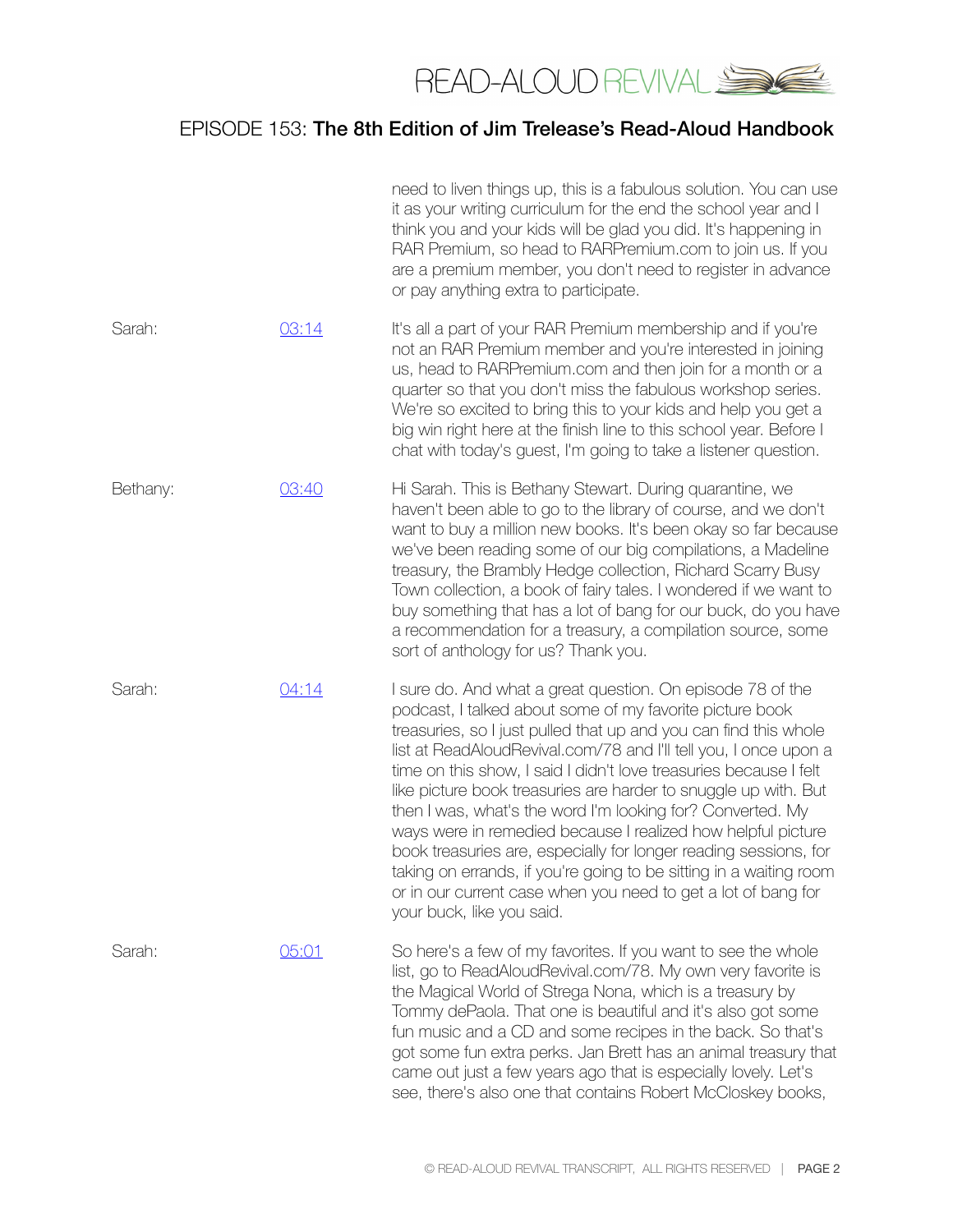need to liven things up, this is a fabulous solution. You can use it as your writing curriculum for the end the school year and I think you and your kids will be glad you did. It's happening in RAR Premium, so head to RARPremium.com to join us. If you are a premium member, you don't need to register in advance or pay anything extra to participate.

| | | |
|---|---|---|
| Sarah: | 03:14 | It's all a part of your RAR Premium membership and if you're not an RAR Premium member and you're interested in joining us, head to RARPremium.com and then join for a month or a quarter so that you don't miss the fabulous workshop series. We're so excited to bring this to your kids and help you get a big win right here at the finish line to this school year. Before I chat with today's guest, I'm going to take a listener question. |
| Bethany: | 03:40 | Hi Sarah. This is Bethany Stewart. During quarantine, we haven't been able to go to the library of course, and we don't want to buy a million new books. It's been okay so far because we've been reading some of our big compilations, a Madeline treasury, the Brambly Hedge collection, Richard Scarry Busy Town collection, a book of fairy tales. I wondered if we want to buy something that has a lot of bang for our buck, do you have a recommendation for a treasury, a compilation source, some sort of anthology for us? Thank you. |
| Sarah: | 04:14 | I sure do. And what a great question. On episode 78 of the podcast, I talked about some of my favorite picture book treasuries, so I just pulled that up and you can find this whole list at ReadAloudRevival.com/78 and I'll tell you, I once upon a time on this show, I said I didn't love treasuries because I felt like picture book treasuries are harder to snuggle up with. But then I was, what's the word I'm looking for? Converted. My ways were in remedied because I realized how helpful picture book treasuries are, especially for longer reading sessions, for taking on errands, if you're going to be sitting in a waiting room or in our current case when you need to get a lot of bang for your buck, like you said. |
| Sarah: | 05:01 | So here's a few of my favorites. If you want to see the whole list, go to ReadAloudRevival.com/78. My own very favorite is the Magical World of Strega Nona, which is a treasury by Tommy dePaola. That one is beautiful and it's also got some fun music and a CD and some recipes in the back. So that's got some fun extra perks. Jan Brett has an animal treasury that came out just a few years ago that is especially lovely. Let's see, there's also one that contains Robert McCloskey books, |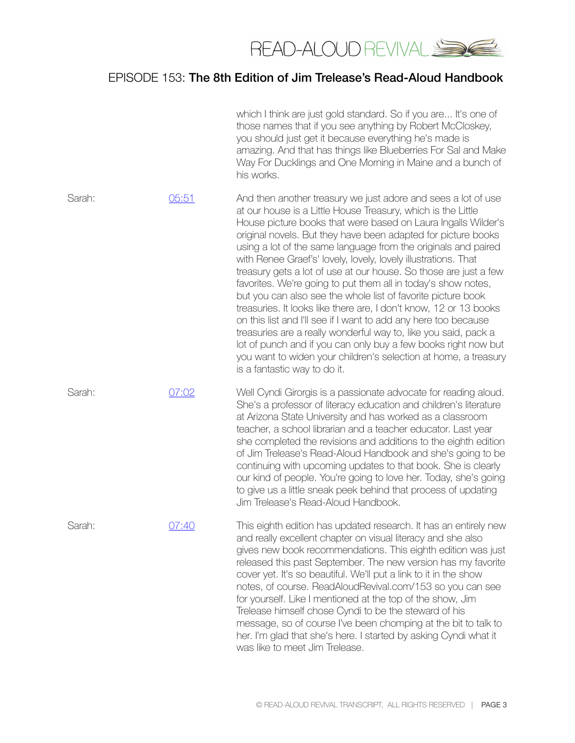which I think are just gold standard. So if you are... It's one of those names that if you see anything by Robert McCloskey, you should just get it because everything he's made is amazing. And that has things like Blueberries For Sal and Make Way For Ducklings and One Morning in Maine and a bunch of his works.

Sarah: 05:51

And then another treasury we just adore and sees a lot of use at our house is a Little House Treasury, which is the Little House picture books that were based on Laura Ingalls Wilder's original novels. But they have been adapted for picture books using a lot of the same language from the originals and paired with Renee Graef's' lovely, lovely, lovely illustrations. That treasury gets a lot of use at our house. So those are just a few favorites. We're going to put them all in today's show notes, but you can also see the whole list of favorite picture book treasuries. It looks like there are, I don't know, 12 or 13 books on this list and I'll see if I want to add any here too because treasuries are a really wonderful way to, like you said, pack a lot of punch and if you can only buy a few books right now but you want to widen your children's selection at home, a treasury is a fantastic way to do it.

Sarah: 07:02

Well Cyndi Girorgis is a passionate advocate for reading aloud. She's a professor of literacy education and children's literature at Arizona State University and has worked as a classroom teacher, a school librarian and a teacher educator. Last year she completed the revisions and additions to the eighth edition of Jim Trelease's Read-Aloud Handbook and she's going to be continuing with upcoming updates to that book. She is clearly our kind of people. You're going to love her. Today, she's going to give us a little sneak peek behind that process of updating Jim Trelease's Read-Aloud Handbook.

Sarah: 07:40

This eighth edition has updated research. It has an entirely new and really excellent chapter on visual literacy and she also gives new book recommendations. This eighth edition was just released this past September. The new version has my favorite cover yet. It's so beautiful. We'll put a link to it in the show notes, of course. ReadAloudRevival.com/153 so you can see for yourself. Like I mentioned at the top of the show, Jim Trelease himself chose Cyndi to be the steward of his message, so of course I've been chomping at the bit to talk to her. I'm glad that she's here. I started by asking Cyndi what it was like to meet Jim Trelease.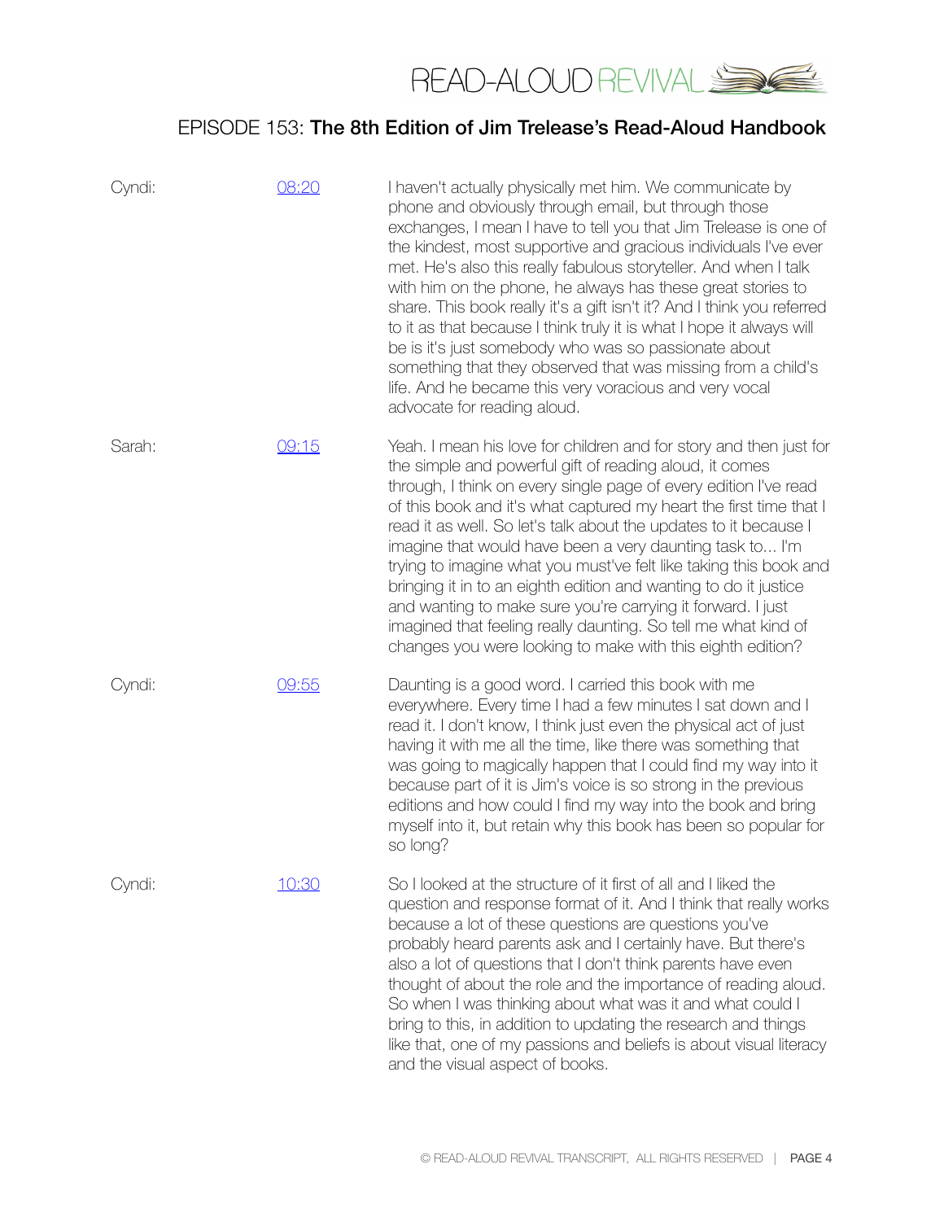Cyndi: [08:20]

I haven't actually physically met him. We communicate by phone and obviously through email, but through those exchanges, I mean I have to tell you that Jim Trelease is one of the kindest, most supportive and gracious individuals I've ever met. He's also this really fabulous storyteller. And when I talk with him on the phone, he always has these great stories to share. This book really it's a gift isn't it? And I think you referred to it as that because I think truly it is what I hope it always will be is it's just somebody who was so passionate about something that they observed that was missing from a child's life. And he became this very voracious and very vocal advocate for reading aloud.

Sarah: [09:15]

Yeah. I mean his love for children and for story and then just for the simple and powerful gift of reading aloud, it comes through, I think on every single page of every edition I've read of this book and it's what captured my heart the first time that I read it as well. So let's talk about the updates to it because I imagine that would have been a very daunting task to... I'm trying to imagine what you must've felt like taking this book and bringing it in to an eighth edition and wanting to do it justice and wanting to make sure you're carrying it forward. I just imagined that feeling really daunting. So tell me what kind of changes you were looking to make with this eighth edition?

Cyndi: [09:55]

Daunting is a good word. I carried this book with me everywhere. Every time I had a few minutes I sat down and I read it. I don't know, I think just even the physical act of just having it with me all the time, like there was something that was going to magically happen that I could find my way into it because part of it is Jim's voice is so strong in the previous editions and how could I find my way into the book and bring myself into it, but retain why this book has been so popular for so long?

Cyndi: [10:30]

So I looked at the structure of it first of all and I liked the question and response format of it. And I think that really works because a lot of these questions are questions you've probably heard parents ask and I certainly have. But there's also a lot of questions that I don't think parents have even thought of about the role and the importance of reading aloud. So when I was thinking about what was it and what could I bring to this, in addition to updating the research and things like that, one of my passions and beliefs is about visual literacy and the visual aspect of books.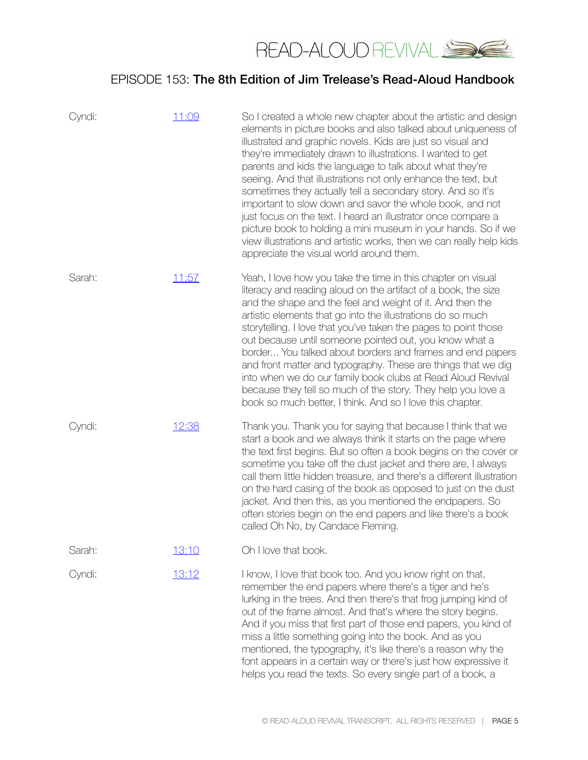| | | |
|---|---|---|
| Cyndi: | [11:09]() | So I created a whole new chapter about the artistic and design elements in picture books and also talked about uniqueness of illustrated and graphic novels. Kids are just so visual and they're immediately drawn to illustrations. I wanted to get parents and kids the language to talk about what they're seeing. And that illustrations not only enhance the text, but sometimes they actually tell a secondary story. And so it's important to slow down and savor the whole book, and not just focus on the text. I heard an illustrator once compare a picture book to holding a mini museum in your hands. So if we view illustrations and artistic works, then we can really help kids appreciate the visual world around them. |
| Sarah: | [11:57]() | Yeah, I love how you take the time in this chapter on visual literacy and reading aloud on the artifact of a book, the size and the shape and the feel and weight of it. And then the artistic elements that go into the illustrations do so much storytelling. I love that you've taken the pages to point those out because until someone pointed out, you know what a border... You talked about borders and frames and end papers and front matter and typography. These are things that we dig into when we do our family book clubs at Read Aloud Revival because they tell so much of the story. They help you love a book so much better, I think. And so I love this chapter. |
| Cyndi: | [12:38]() | Thank you. Thank you for saying that because I think that we start a book and we always think it starts on the page where the text first begins. But so often a book begins on the cover or sometime you take off the dust jacket and there are, I always call them little hidden treasure, and there's a different illustration on the hard casing of the book as opposed to just on the dust jacket. And then this, as you mentioned the endpapers. So often stories begin on the end papers and like there's a book called Oh No, by Candace Fleming. |
| Sarah: | [13:10]() | Oh I love that book. |
| Cyndi: | [13:12]() | I know, I love that book too. And you know right on that, remember the end papers where there's a tiger and he's lurking in the trees. And then there's that frog jumping kind of out of the frame almost. And that's where the story begins. And if you miss that first part of those end papers, you kind of miss a little something going into the book. And as you mentioned, the typography, it's like there's a reason why the font appears in a certain way or there's just how expressive it helps you read the texts. So every single part of a book, a |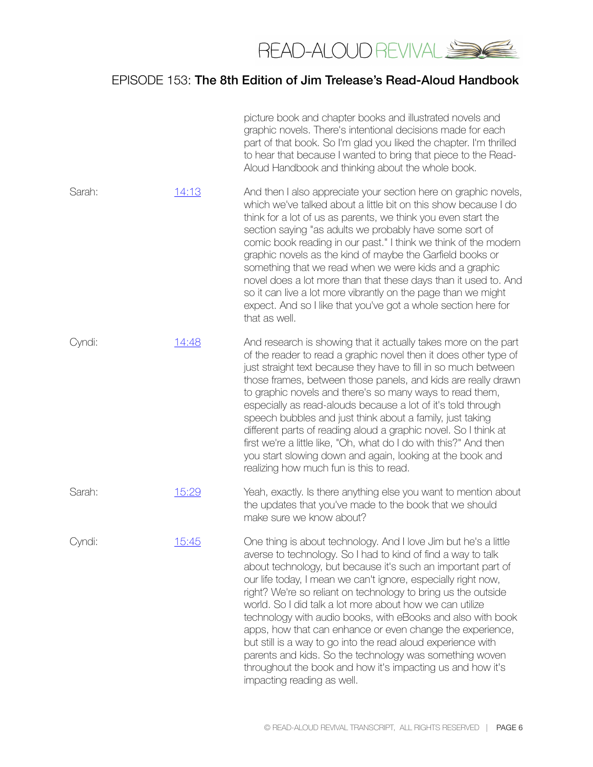picture book and chapter books and illustrated novels and graphic novels. There's intentional decisions made for each part of that book. So I'm glad you liked the chapter. I'm thrilled to hear that because I wanted to bring that piece to the Read-Aloud Handbook and thinking about the whole book.

| | | |
|---|---|---|
| Sarah: | 14:13 | And then I also appreciate your section here on graphic novels, which we've talked about a little bit on this show because I do think for a lot of us as parents, we think you even start the section saying "as adults we probably have some sort of comic book reading in our past." I think we think of the modern graphic novels as the kind of maybe the Garfield books or something that we read when we were kids and a graphic novel does a lot more than that these days than it used to. And so it can live a lot more vibrantly on the page than we might expect. And so I like that you've got a whole section here for that as well. |
| Cyndi: | 14:48 | And research is showing that it actually takes more on the part of the reader to read a graphic novel then it does other type of just straight text because they have to fill in so much between those frames, between those panels, and kids are really drawn to graphic novels and there's so many ways to read them, especially as read-alouds because a lot of it's told through speech bubbles and just think about a family, just taking different parts of reading aloud a graphic novel. So I think at first we're a little like, "Oh, what do I do with this?" And then you start slowing down and again, looking at the book and realizing how much fun is this to read. |
| Sarah: | 15:29 | Yeah, exactly. Is there anything else you want to mention about the updates that you've made to the book that we should make sure we know about? |
| Cyndi: | 15:45 | One thing is about technology. And I love Jim but he's a little averse to technology. So I had to kind of find a way to talk about technology, but because it's such an important part of our life today, I mean we can't ignore, especially right now, right? We're so reliant on technology to bring us the outside world. So I did talk a lot more about how we can utilize technology with audio books, with eBooks and also with book apps, how that can enhance or even change the experience, but still is a way to go into the read aloud experience with parents and kids. So the technology was something woven throughout the book and how it's impacting us and how it's impacting reading as well. |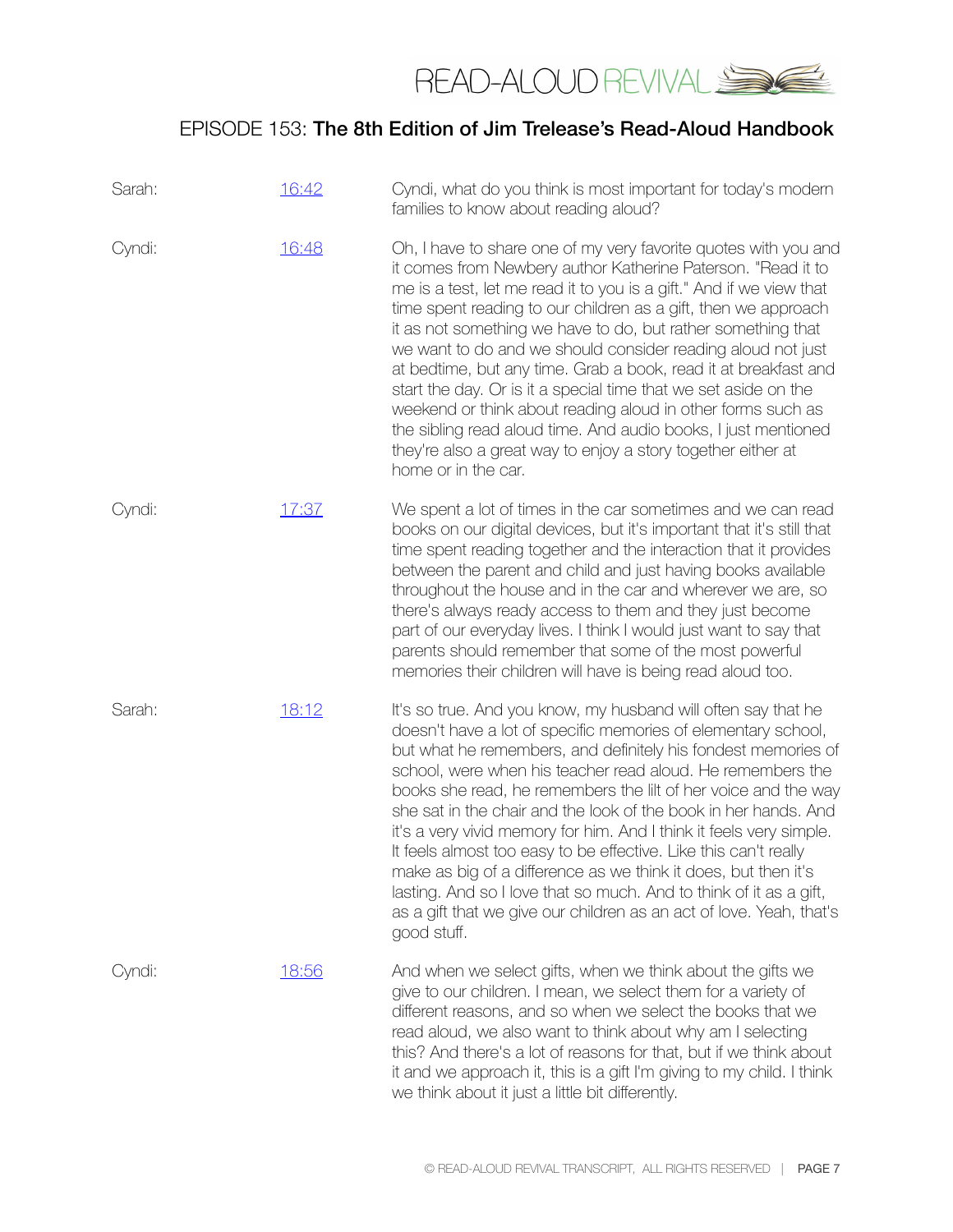| | | |
|---|---|---|
| Sarah: | [16:42]() | Cyndi, what do you think is most important for today's modern families to know about reading aloud? |
| Cyndi: | [16:48]() | Oh, I have to share one of my very favorite quotes with you and it comes from Newbery author Katherine Paterson. "Read it to me is a test, let me read it to you is a gift." And if we view that time spent reading to our children as a gift, then we approach it as not something we have to do, but rather something that we want to do and we should consider reading aloud not just at bedtime, but any time. Grab a book, read it at breakfast and start the day. Or is it a special time that we set aside on the weekend or think about reading aloud in other forms such as the sibling read aloud time. And audio books, I just mentioned they're also a great way to enjoy a story together either at home or in the car. |
| Cyndi: | [17:37]() | We spent a lot of times in the car sometimes and we can read books on our digital devices, but it's important that it's still that time spent reading together and the interaction that it provides between the parent and child and just having books available throughout the house and in the car and wherever we are, so there's always ready access to them and they just become part of our everyday lives. I think I would just want to say that parents should remember that some of the most powerful memories their children will have is being read aloud too. |
| Sarah: | [18:12]() | It's so true. And you know, my husband will often say that he doesn't have a lot of specific memories of elementary school, but what he remembers, and definitely his fondest memories of school, were when his teacher read aloud. He remembers the books she read, he remembers the lilt of her voice and the way she sat in the chair and the look of the book in her hands. And it's a very vivid memory for him. And I think it feels very simple. It feels almost too easy to be effective. Like this can't really make as big of a difference as we think it does, but then it's lasting. And so I love that so much. And to think of it as a gift, as a gift that we give our children as an act of love. Yeah, that's good stuff. |
| Cyndi: | [18:56]() | And when we select gifts, when we think about the gifts we give to our children. I mean, we select them for a variety of different reasons, and so when we select the books that we read aloud, we also want to think about why am I selecting this? And there's a lot of reasons for that, but if we think about it and we approach it, this is a gift I'm giving to my child. I think we think about it just a little bit differently. |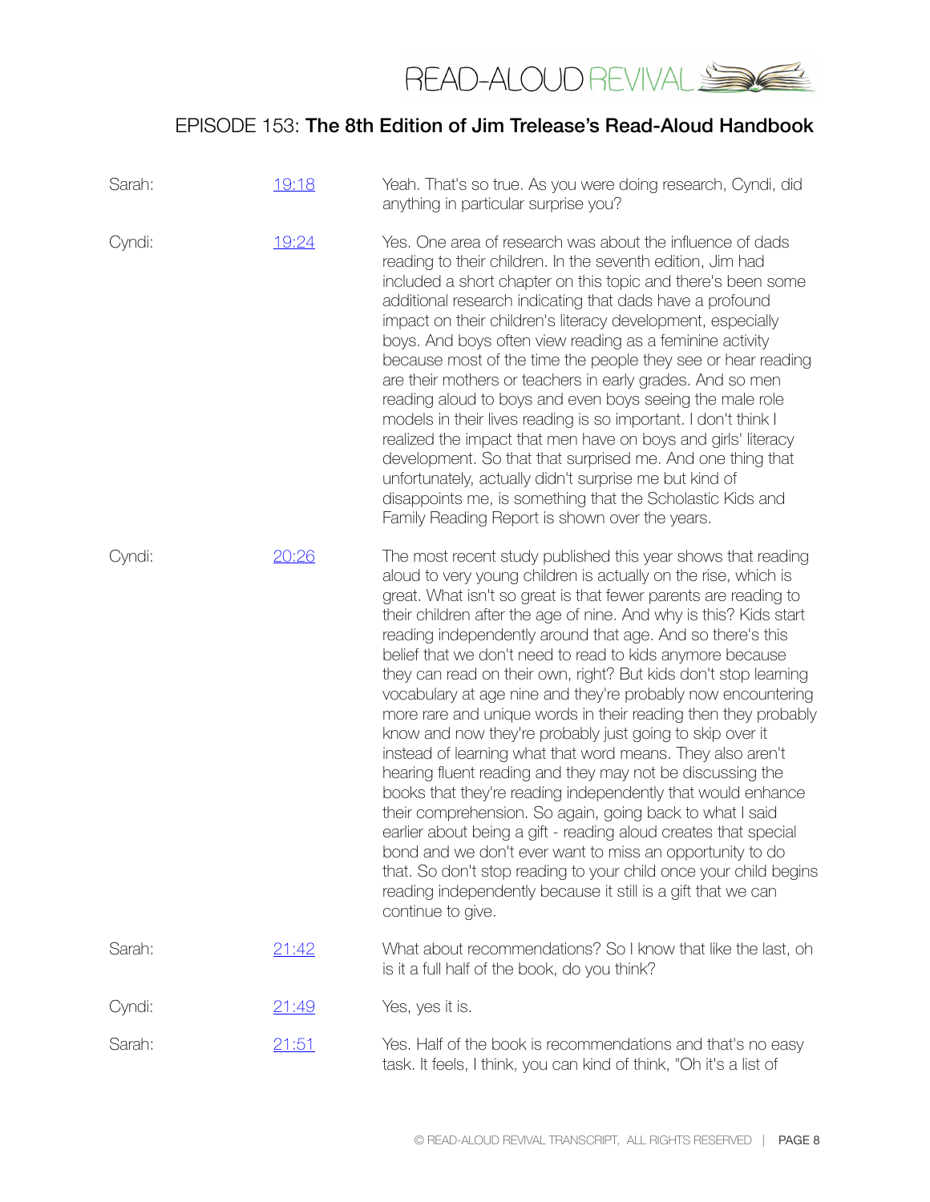| Speaker | Time | Text |
| --- | --- | --- |
| Sarah: | [19:18] | Yeah. That's so true. As you were doing research, Cyndi, did anything in particular surprise you? |
| Cyndi: | [19:24] | Yes. One area of research was about the influence of dads reading to their children. In the seventh edition, Jim had included a short chapter on this topic and there's been some additional research indicating that dads have a profound impact on their children's literacy development, especially boys. And boys often view reading as a feminine activity because most of the time the people they see or hear reading are their mothers or teachers in early grades. And so men reading aloud to boys and even boys seeing the male role models in their lives reading is so important. I don't think I realized the impact that men have on boys and girls' literacy development. So that that surprised me. And one thing that unfortunately, actually didn't surprise me but kind of disappoints me, is something that the Scholastic Kids and Family Reading Report is shown over the years. |
| Cyndi: | [20:26] | The most recent study published this year shows that reading aloud to very young children is actually on the rise, which is great. What isn't so great is that fewer parents are reading to their children after the age of nine. And why is this? Kids start reading independently around that age. And so there's this belief that we don't need to read to kids anymore because they can read on their own, right? But kids don't stop learning vocabulary at age nine and they're probably now encountering more rare and unique words in their reading then they probably know and now they're probably just going to skip over it instead of learning what that word means. They also aren't hearing fluent reading and they may not be discussing the books that they're reading independently that would enhance their comprehension. So again, going back to what I said earlier about being a gift - reading aloud creates that special bond and we don't ever want to miss an opportunity to do that. So don't stop reading to your child once your child begins reading independently because it still is a gift that we can continue to give. |
| Sarah: | [21:42] | What about recommendations? So I know that like the last, oh is it a full half of the book, do you think? |
| Cyndi: | [21:49] | Yes, yes it is. |
| Sarah: | [21:51] | Yes. Half of the book is recommendations and that's no easy task. It feels, I think, you can kind of think, "Oh it's a list of |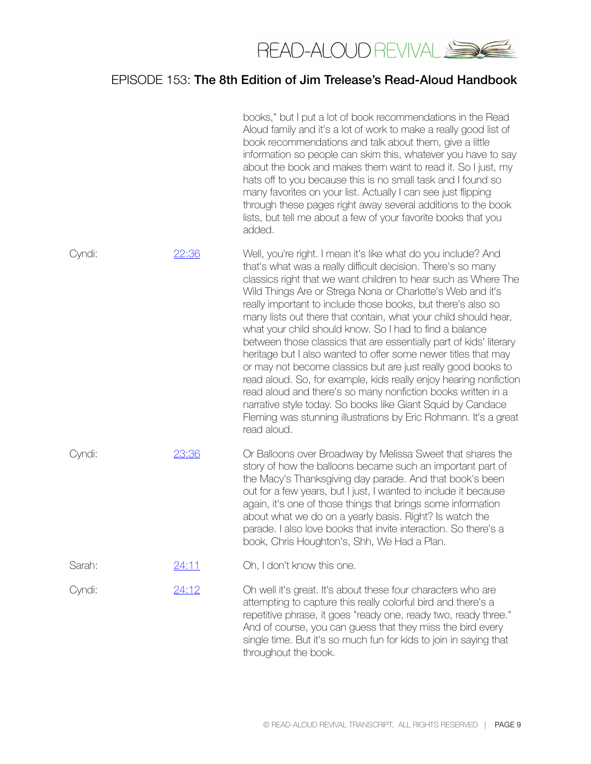books," but I put a lot of book recommendations in the Read Aloud family and it's a lot of work to make a really good list of book recommendations and talk about them, give a little information so people can skim this, whatever you have to say about the book and makes them want to read it. So I just, my hats off to you because this is no small task and I found so many favorites on your list. Actually I can see just flipping through these pages right away several additions to the book lists, but tell me about a few of your favorite books that you added.

| | | |
|---|---|---|
| Cyndi: | 22:36 | Well, you're right. I mean it's like what do you include? And that's what was a really difficult decision. There's so many classics right that we want children to hear such as Where The Wild Things Are or Strega Nona or Charlotte's Web and it's really important to include those books, but there's also so many lists out there that contain, what your child should hear, what your child should know. So I had to find a balance between those classics that are essentially part of kids' literary heritage but I also wanted to offer some newer titles that may or may not become classics but are just really good books to read aloud. So, for example, kids really enjoy hearing nonfiction read aloud and there's so many nonfiction books written in a narrative style today. So books like Giant Squid by Candace Fleming was stunning illustrations by Eric Rohmann. It's a great read aloud. |
| Cyndi: | 23:36 | Or Balloons over Broadway by Melissa Sweet that shares the story of how the balloons became such an important part of the Macy's Thanksgiving day parade. And that book's been out for a few years, but I just, I wanted to include it because again, it's one of those things that brings some information about what we do on a yearly basis. Right? Is watch the parade. I also love books that invite interaction. So there's a book, Chris Houghton's, Shh, We Had a Plan. |
| Sarah: | 24:11 | Oh, I don't know this one. |
| Cyndi: | 24:12 | Oh well it's great. It's about these four characters who are attempting to capture this really colorful bird and there's a repetitive phrase, it goes "ready one, ready two, ready three." And of course, you can guess that they miss the bird every single time. But it's so much fun for kids to join in saying that throughout the book. |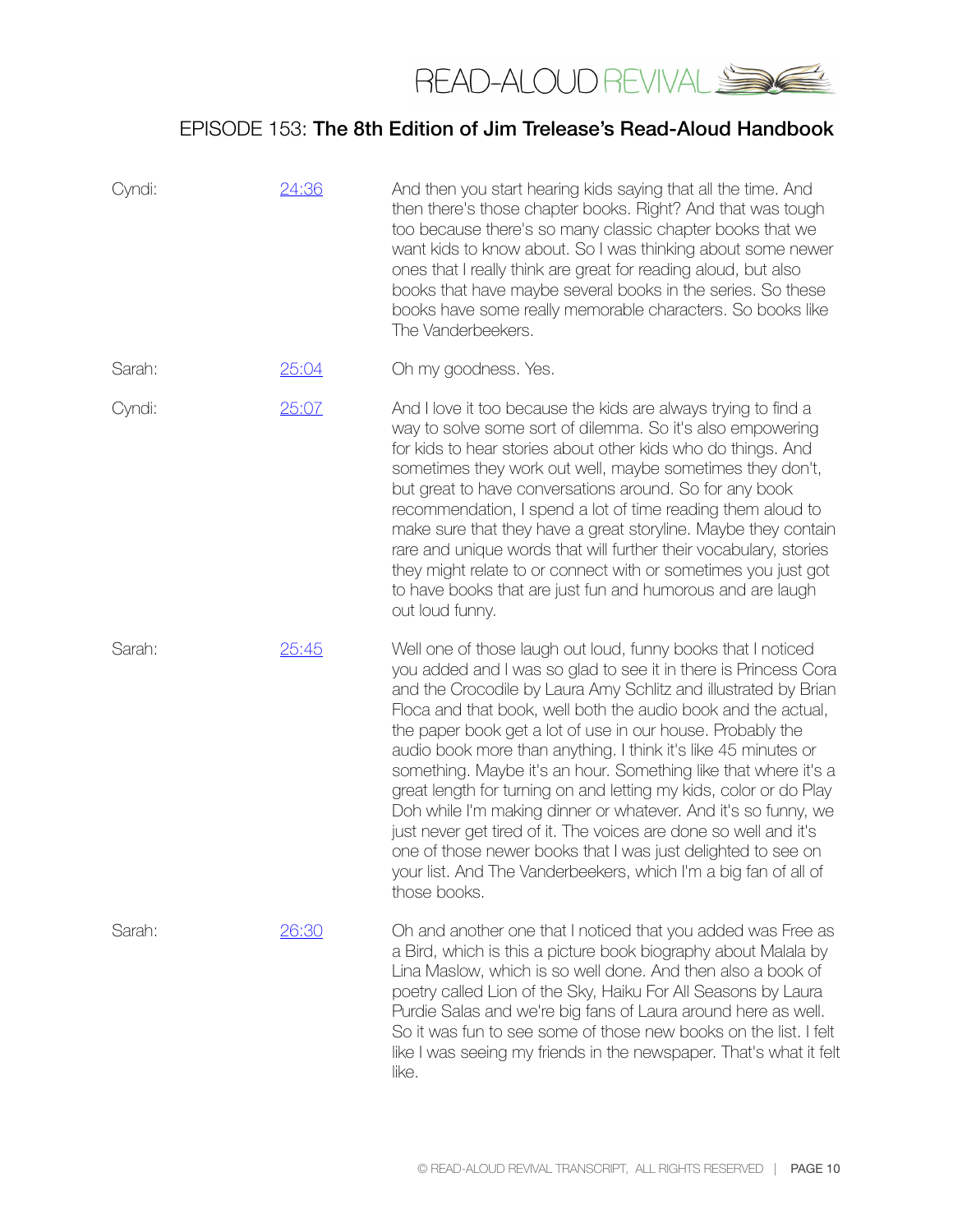Cyndi: 24:36 And then you start hearing kids saying that all the time. And then there's those chapter books. Right? And that was tough too because there's so many classic chapter books that we want kids to know about. So I was thinking about some newer ones that I really think are great for reading aloud, but also books that have maybe several books in the series. So these books have some really memorable characters. So books like The Vanderbeekers.

Sarah: 25:04 Oh my goodness. Yes.

Cyndi: 25:07 And I love it too because the kids are always trying to find a way to solve some sort of dilemma. So it's also empowering for kids to hear stories about other kids who do things. And sometimes they work out well, maybe sometimes they don't, but great to have conversations around. So for any book recommendation, I spend a lot of time reading them aloud to make sure that they have a great storyline. Maybe they contain rare and unique words that will further their vocabulary, stories they might relate to or connect with or sometimes you just got to have books that are just fun and humorous and are laugh out loud funny.

Sarah: 25:45 Well one of those laugh out loud, funny books that I noticed you added and I was so glad to see it in there is Princess Cora and the Crocodile by Laura Amy Schlitz and illustrated by Brian Floca and that book, well both the audio book and the actual, the paper book get a lot of use in our house. Probably the audio book more than anything. I think it's like 45 minutes or something. Maybe it's an hour. Something like that where it's a great length for turning on and letting my kids, color or do Play Doh while I'm making dinner or whatever. And it's so funny, we just never get tired of it. The voices are done so well and it's one of those newer books that I was just delighted to see on your list. And The Vanderbeekers, which I'm a big fan of all of those books.

Sarah: 26:30 Oh and another one that I noticed that you added was Free as a Bird, which is this a picture book biography about Malala by Lina Maslow, which is so well done. And then also a book of poetry called Lion of the Sky, Haiku For All Seasons by Laura Purdie Salas and we're big fans of Laura around here as well. So it was fun to see some of those new books on the list. I felt like I was seeing my friends in the newspaper. That's what it felt like.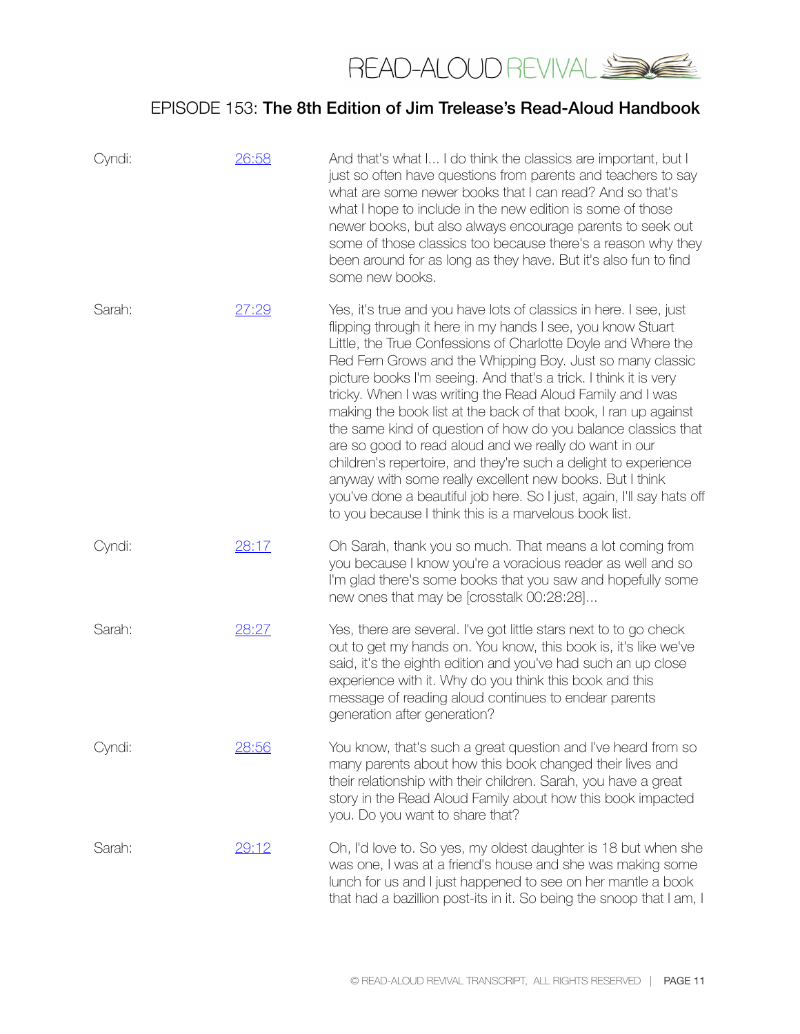Cyndi: 26:58

And that's what I... I do think the classics are important, but I just so often have questions from parents and teachers to say what are some newer books that I can read? And so that's what I hope to include in the new edition is some of those newer books, but also always encourage parents to seek out some of those classics too because there's a reason why they been around for as long as they have. But it's also fun to find some new books.

Sarah: 27:29

Yes, it's true and you have lots of classics in here. I see, just flipping through it here in my hands I see, you know Stuart Little, the True Confessions of Charlotte Doyle and Where the Red Fern Grows and the Whipping Boy. Just so many classic picture books I'm seeing. And that's a trick. I think it is very tricky. When I was writing the Read Aloud Family and I was making the book list at the back of that book, I ran up against the same kind of question of how do you balance classics that are so good to read aloud and we really do want in our children's repertoire, and they're such a delight to experience anyway with some really excellent new books. But I think you've done a beautiful job here. So I just, again, I'll say hats off to you because I think this is a marvelous book list.

Cyndi: 28:17

Oh Sarah, thank you so much. That means a lot coming from you because I know you're a voracious reader as well and so I'm glad there's some books that you saw and hopefully some new ones that may be [crosstalk 00:28:28]...

Sarah: 28:27

Yes, there are several. I've got little stars next to to go check out to get my hands on. You know, this book is, it's like we've said, it's the eighth edition and you've had such an up close experience with it. Why do you think this book and this message of reading aloud continues to endear parents generation after generation?

Cyndi: 28:56

You know, that's such a great question and I've heard from so many parents about how this book changed their lives and their relationship with their children. Sarah, you have a great story in the Read Aloud Family about how this book impacted you. Do you want to share that?

Sarah: 29:12

Oh, I'd love to. So yes, my oldest daughter is 18 but when she was one, I was at a friend's house and she was making some lunch for us and I just happened to see on her mantle a book that had a bazillion post-its in it. So being the snoop that I am, I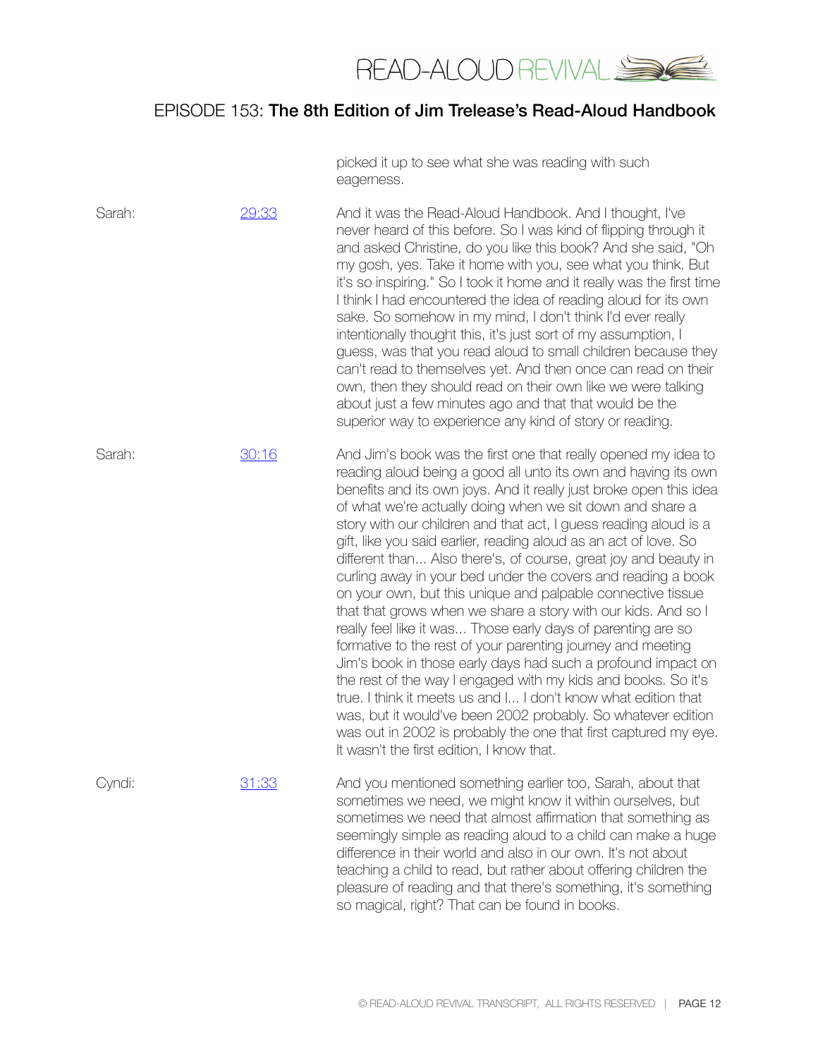picked it up to see what she was reading with such eagerness.

Sarah: [29:33](#) And it was the Read-Aloud Handbook. And I thought, I've never heard of this before. So I was kind of flipping through it and asked Christine, do you like this book? And she said, "Oh my gosh, yes. Take it home with you, see what you think. But it's so inspiring." So I took it home and it really was the first time I think I had encountered the idea of reading aloud for its own sake. So somehow in my mind, I don't think I'd ever really intentionally thought this, it's just sort of my assumption, I guess, was that you read aloud to small children because they can't read to themselves yet. And then once can read on their own, then they should read on their own like we were talking about just a few minutes ago and that that would be the superior way to experience any kind of story or reading.

Sarah: [30:16](#) And Jim's book was the first one that really opened my idea to reading aloud being a good all unto its own and having its own benefits and its own joys. And it really just broke open this idea of what we're actually doing when we sit down and share a story with our children and that act, I guess reading aloud is a gift, like you said earlier, reading aloud as an act of love. So different than... Also there's, of course, great joy and beauty in curling away in your bed under the covers and reading a book on your own, but this unique and palpable connective tissue that that grows when we share a story with our kids. And so I really feel like it was... Those early days of parenting are so formative to the rest of your parenting journey and meeting Jim's book in those early days had such a profound impact on the rest of the way I engaged with my kids and books. So it's true. I think it meets us and I... I don't know what edition that was, but it would've been 2002 probably. So whatever edition was out in 2002 is probably the one that first captured my eye. It wasn't the first edition, I know that.

Cyndi: [31:33](#) And you mentioned something earlier too, Sarah, about that sometimes we need, we might know it within ourselves, but sometimes we need that almost affirmation that something as seemingly simple as reading aloud to a child can make a huge difference in their world and also in our own. It's not about teaching a child to read, but rather about offering children the pleasure of reading and that there's something, it's something so magical, right? That can be found in books.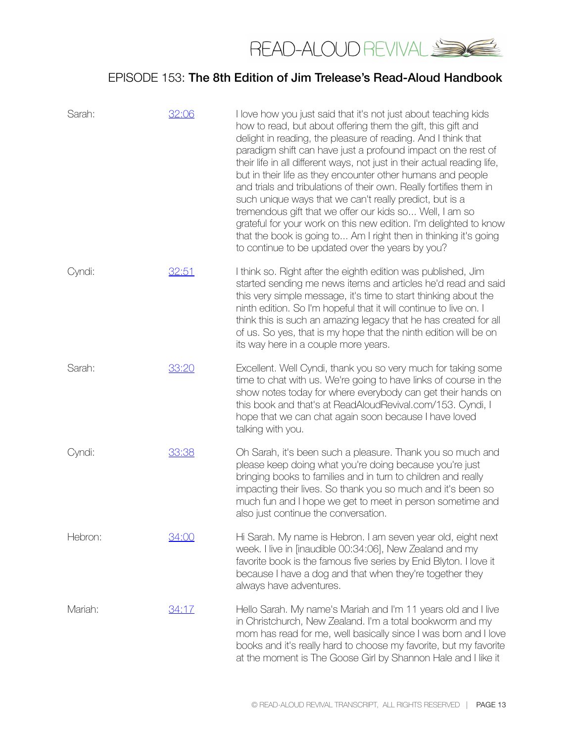Sarah: [32:06]

I love how you just said that it's not just about teaching kids how to read, but about offering them the gift, this gift and delight in reading, the pleasure of reading. And I think that paradigm shift can have just a profound impact on the rest of their life in all different ways, not just in their actual reading life, but in their life as they encounter other humans and people and trials and tribulations of their own. Really fortifies them in such unique ways that we can't really predict, but is a tremendous gift that we offer our kids so... Well, I am so grateful for your work on this new edition. I'm delighted to know that the book is going to... Am I right then in thinking it's going to continue to be updated over the years by you?

Cyndi: [32:51]

I think so. Right after the eighth edition was published, Jim started sending me news items and articles he'd read and said this very simple message, it's time to start thinking about the ninth edition. So I'm hopeful that it will continue to live on. I think this is such an amazing legacy that he has created for all of us. So yes, that is my hope that the ninth edition will be on its way here in a couple more years.

Sarah: [33:20]

Excellent. Well Cyndi, thank you so very much for taking some time to chat with us. We're going to have links of course in the show notes today for where everybody can get their hands on this book and that's at ReadAloudRevival.com/153. Cyndi, I hope that we can chat again soon because I have loved talking with you.

Cyndi: [33:38]

Oh Sarah, it's been such a pleasure. Thank you so much and please keep doing what you're doing because you're just bringing books to families and in turn to children and really impacting their lives. So thank you so much and it's been so much fun and I hope we get to meet in person sometime and also just continue the conversation.

Hebron: [34:00]

Hi Sarah. My name is Hebron. I am seven year old, eight next week. I live in [inaudible 00:34:06], New Zealand and my favorite book is the famous five series by Enid Blyton. I love it because I have a dog and that when they're together they always have adventures.

Mariah: [34:17]

Hello Sarah. My name's Mariah and I'm 11 years old and I live in Christchurch, New Zealand. I'm a total bookworm and my mom has read for me, well basically since I was born and I love books and it's really hard to choose my favorite, but my favorite at the moment is The Goose Girl by Shannon Hale and I like it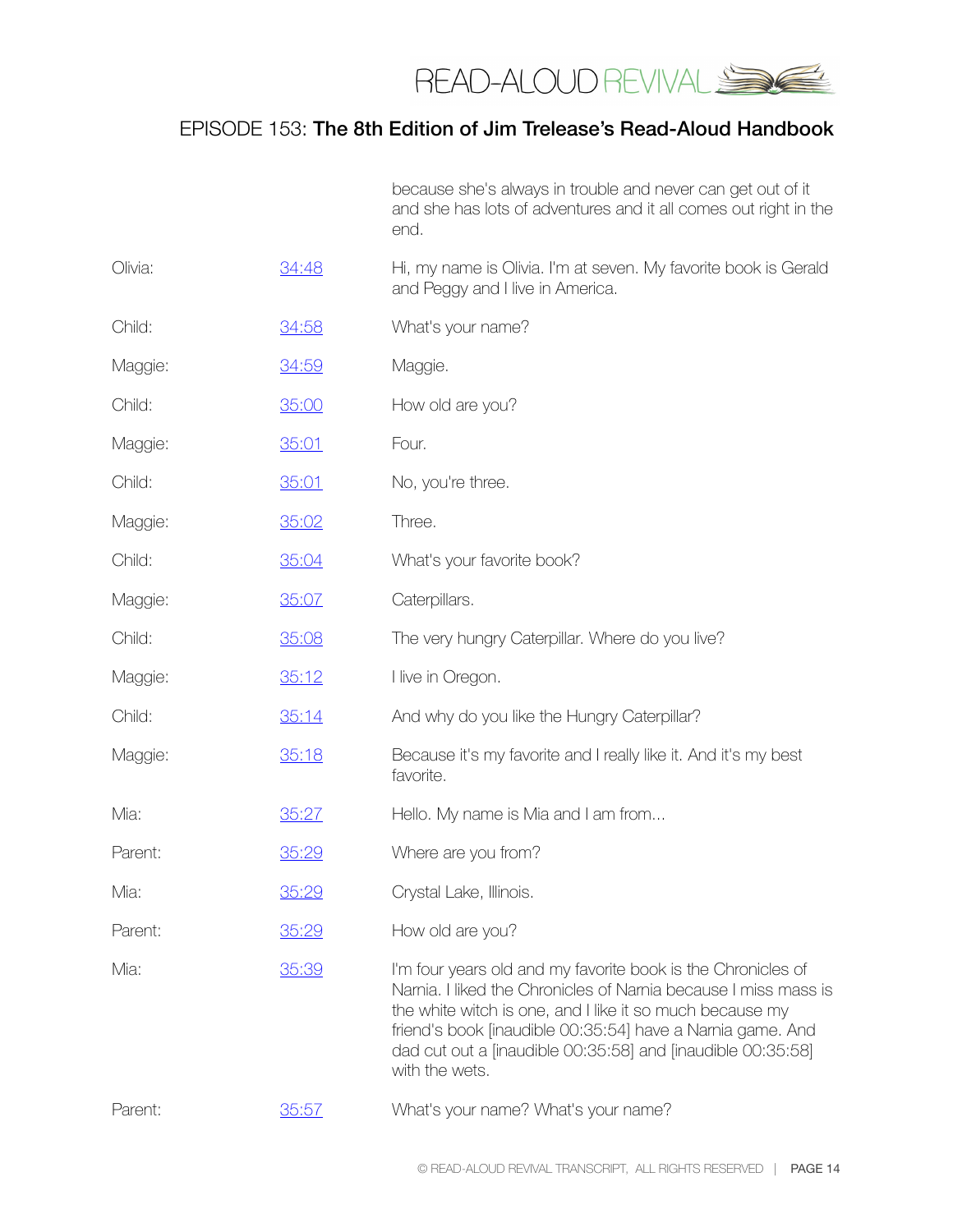| | | |
|---|---|---|
| | | because she's always in trouble and never can get out of it and she has lots of adventures and it all comes out right in the end. |
| Olivia: | 34:48 | Hi, my name is Olivia. I'm at seven. My favorite book is Gerald and Peggy and I live in America. |
| Child: | 34:58 | What's your name? |
| Maggie: | 34:59 | Maggie. |
| Child: | 35:00 | How old are you? |
| Maggie: | 35:01 | Four. |
| Child: | 35:01 | No, you're three. |
| Maggie: | 35:02 | Three. |
| Child: | 35:04 | What's your favorite book? |
| Maggie: | 35:07 | Caterpillars. |
| Child: | 35:08 | The very hungry Caterpillar. Where do you live? |
| Maggie: | 35:12 | I live in Oregon. |
| Child: | 35:14 | And why do you like the Hungry Caterpillar? |
| Maggie: | 35:18 | Because it's my favorite and I really like it. And it's my best favorite. |
| Mia: | 35:27 | Hello. My name is Mia and I am from... |
| Parent: | 35:29 | Where are you from? |
| Mia: | 35:29 | Crystal Lake, Illinois. |
| Parent: | 35:29 | How old are you? |
| Mia: | 35:39 | I'm four years old and my favorite book is the Chronicles of Narnia. I liked the Chronicles of Narnia because I miss mass is the white witch is one, and I like it so much because my friend's book [inaudible 00:35:54] have a Narnia game. And dad cut out a [inaudible 00:35:58] and [inaudible 00:35:58] with the wets. |
| Parent: | 35:57 | What's your name? What's your name? |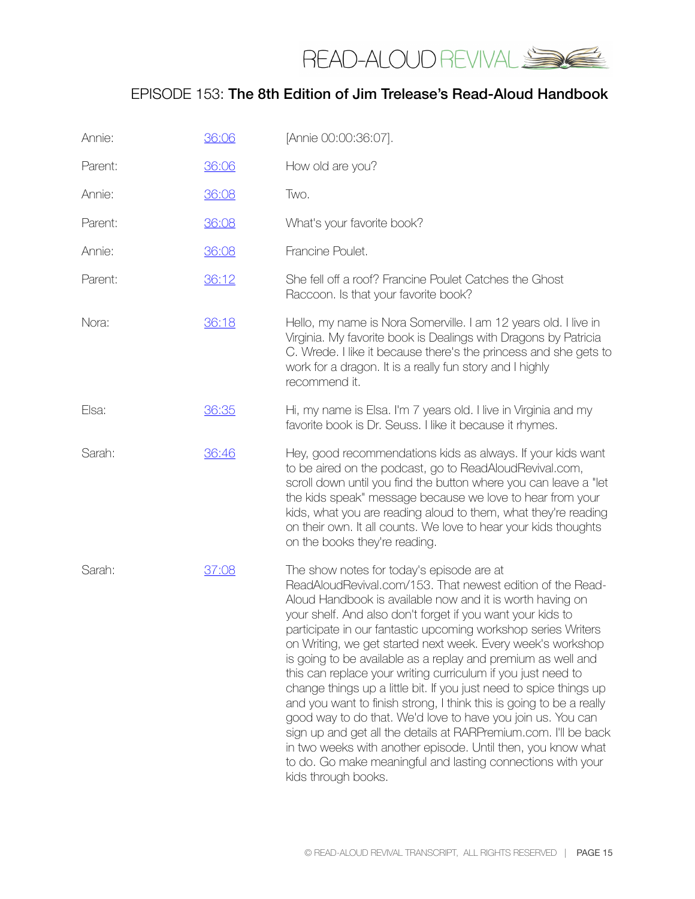## EPISODE 153: **The 8th Edition of Jim Trelease's Read-Aloud Handbook**

| | | |
|---|---|---|
| Annie: | 36:06 | [Annie 00:00:36:07]. |
| Parent: | 36:06 | How old are you? |
| Annie: | 36:08 | Two. |
| Parent: | 36:08 | What's your favorite book? |
| Annie: | 36:08 | Francine Poulet. |
| Parent: | 36:12 | She fell off a roof? Francine Poulet Catches the Ghost Raccoon. Is that your favorite book? |
| Nora: | 36:18 | Hello, my name is Nora Somerville. I am 12 years old. I live in Virginia. My favorite book is Dealings with Dragons by Patricia C. Wrede. I like it because there's the princess and she gets to work for a dragon. It is a really fun story and I highly recommend it. |
| Elsa: | 36:35 | Hi, my name is Elsa. I'm 7 years old. I live in Virginia and my favorite book is Dr. Seuss. I like it because it rhymes. |
| Sarah: | 36:46 | Hey, good recommendations kids as always. If your kids want to be aired on the podcast, go to ReadAloudRevival.com, scroll down until you find the button where you can leave a "let the kids speak" message because we love to hear from your kids, what you are reading aloud to them, what they're reading on their own. It all counts. We love to hear your kids thoughts on the books they're reading. |
| Sarah: | 37:08 | The show notes for today's episode are at ReadAloudRevival.com/153. That newest edition of the Read-Aloud Handbook is available now and it is worth having on your shelf. And also don't forget if you want your kids to participate in our fantastic upcoming workshop series Writers on Writing, we get started next week. Every week's workshop is going to be available as a replay and premium as well and this can replace your writing curriculum if you just need to change things up a little bit. If you just need to spice things up and you want to finish strong, I think this is going to be a really good way to do that. We'd love to have you join us. You can sign up and get all the details at RARPremium.com. I'll be back in two weeks with another episode. Until then, you know what to do. Go make meaningful and lasting connections with your kids through books. |